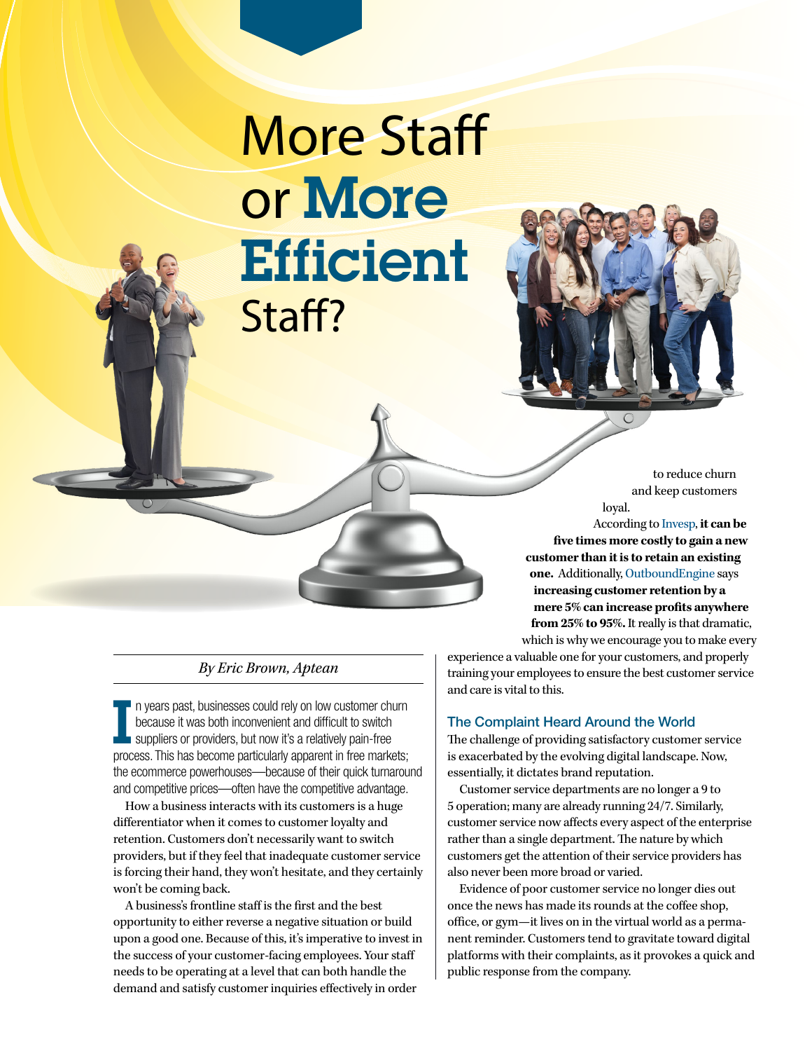# More Staff or More Efficient Staff?

*By Eric Brown, Aptean*

In years past, businesses could rely on low customer churn because it was both inconvenient and difficult to switch suppliers or providers, but now it's a relatively pain-free process. This has become particularly apparent in free markets; the ecommerce powerhouses—because of their quick turnaround and competitive prices—often have the competitive advantage.

How a business interacts with its customers is a huge differentiator when it comes to customer loyalty and retention. Customers don't necessarily want to switch providers, but if they feel that inadequate customer service is forcing their hand, they won't hesitate, and they certainly won't be coming back.

A business's frontline staff is the first and the best opportunity to either reverse a negative situation or build upon a good one. Because of this, it's imperative to invest in the success of your customer-facing employees. Your staff needs to be operating at a level that can both handle the demand and satisfy customer inquiries effectively in order to reduce churn and keep customers loyal.

According to Invesp, **it can be five times more costly to gain a new customer than it is to retain an existing one.** Additionally, OutboundEngine says **increasing customer retention by a mere 5% can increase profits anywhere from 25% to 95%.** It really is that dramatic, which is why we encourage you to make every experience a valuable one for your customers, and properly training your employees to ensure the best customer service and care is vital to this.

## The Complaint Heard Around the World

The challenge of providing satisfactory customer service is exacerbated by the evolving digital landscape. Now, essentially, it dictates brand reputation.

Customer service departments are no longer a 9 to 5 operation; many are already running 24/7. Similarly, customer service now affects every aspect of the enterprise rather than a single department. The nature by which customers get the attention of their service providers has also never been more broad or varied.

Evidence of poor customer service no longer dies out once the news has made its rounds at the coffee shop, office, or gym—it lives on in the virtual world as a permanent reminder. Customers tend to gravitate toward digital platforms with their complaints, as it provokes a quick and public response from the company.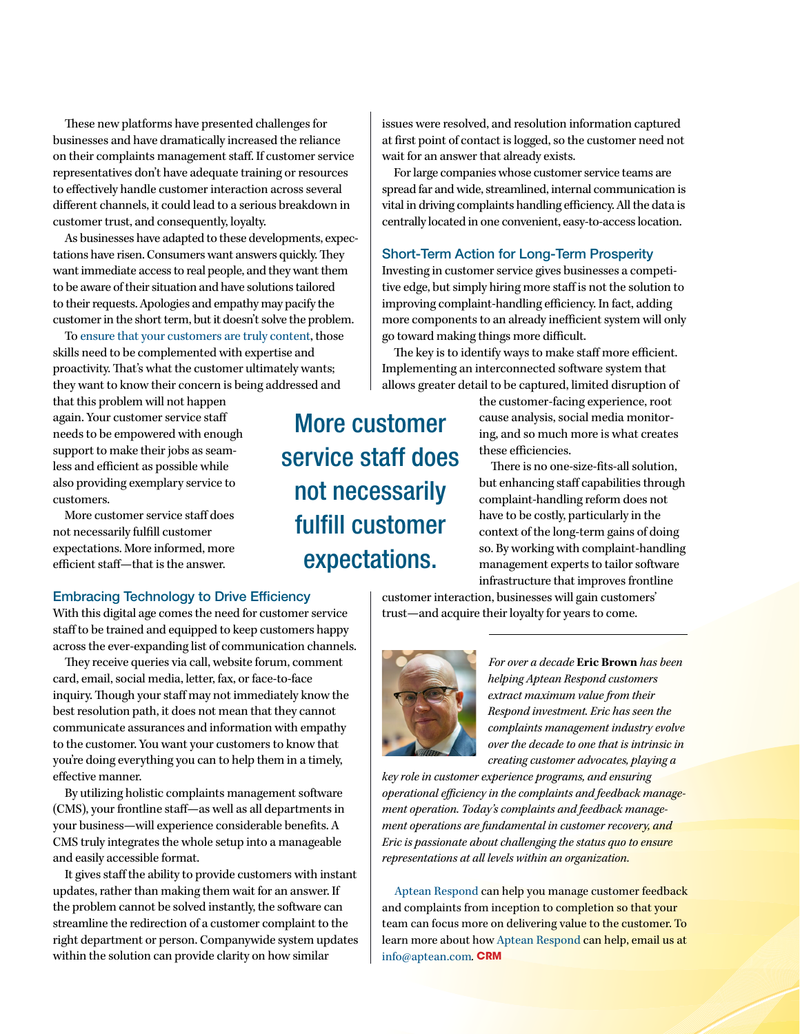These new platforms have presented challenges for businesses and have dramatically increased the reliance on their complaints management staff. If customer service representatives don't have adequate training or resources to effectively handle customer interaction across several different channels, it could lead to a serious breakdown in customer trust, and consequently, loyalty.

As businesses have adapted to these developments, expectations have risen. Consumers want answers quickly. They want immediate access to real people, and they want them to be aware of their situation and have solutions tailored to their requests. Apologies and empathy may pacify the customer in the short term, but it doesn't solve the problem.

To ensure that your customers are truly content, those skills need to be complemented with expertise and proactivity. That's what the customer ultimately wants; they want to know their concern is being addressed and that this problem will not happen again. Your customer service staff needs to be empowered with enough support to make their jobs as seamless and efficient as possible while also providing exemplary service to customers.

More customer service staff does not necessarily fulfill customer expectations. More informed, more efficient staff—that is the answer.

> More customer service staff does not necessarily fulfill customer expectations.

## Embracing Technology to Drive Efficiency

With this digital age comes the need for customer service staff to be trained and equipped to keep customers happy across the ever-expanding list of communication channels.

They receive queries via call, website forum, comment card, email, social media, letter, fax, or face-to-face inquiry. Though your staff may not immediately know the best resolution path, it does not mean that they cannot communicate assurances and information with empathy to the customer. You want your customers to know that you're doing everything you can to help them in a timely, effective manner.

By utilizing holistic complaints management software (CMS), your frontline staff—as well as all departments in your business—will experience considerable benefits. A CMS truly integrates the whole setup into a manageable and easily accessible format.

It gives staff the ability to provide customers with instant updates, rather than making them wait for an answer. If the problem cannot be solved instantly, the software can streamline the redirection of a customer complaint to the right department or person. Companywide system updates within the solution can provide clarity on how similar issues were resolved, and resolution information captured at first point of contact is logged, so the customer need not wait for an answer that already exists.

For large companies whose customer service teams are spread far and wide, streamlined, internal communication is vital in driving complaints handling efficiency. All the data is centrally located in one convenient, easy-to-access location.

## Short-Term Action for Long-Term Prosperity

Investing in customer service gives businesses a competitive edge, but simply hiring more staff is not the solution to improving complaint-handling efficiency. In fact, adding more components to an already inefficient system will only go toward making things more difficult.

The key is to identify ways to make staff more efficient. Implementing an interconnected software system that allows greater detail to be captured, limited disruption of the customer-facing experience, root cause analysis, social media monitoring, and so much more is what creates these efficiencies.

There is no one-size-fits-all solution, but enhancing staff capabilities through complaint-handling reform does not have to be costly, particularly in the context of the long-term gains of doing so. By working with complaint-handling management experts to tailor software infrastructure that improves frontline customer interaction, businesses will gain customers' trust—and acquire their loyalty for years to come.

---

*For over a decade* **Eric Brown** *has been helping Aptean Respond customers extract maximum value from their Respond investment. Eric has seen the complaints management industry evolve over the decade to one that is intrinsic in creating customer advocates, playing a key role in customer experience programs, and ensuring operational efficiency in the complaints and feedback management operation. Today's complaints and feedback management operations are fundamental in customer recovery, and Eric is passionate about challenging the status quo to ensure representations at all levels within an organization.*

Aptean Respond can help you manage customer feedback and complaints from inception to completion so that your team can focus more on delivering value to the customer. To learn more about how Aptean Respond can help, email us at info@aptean.com. **CRM**